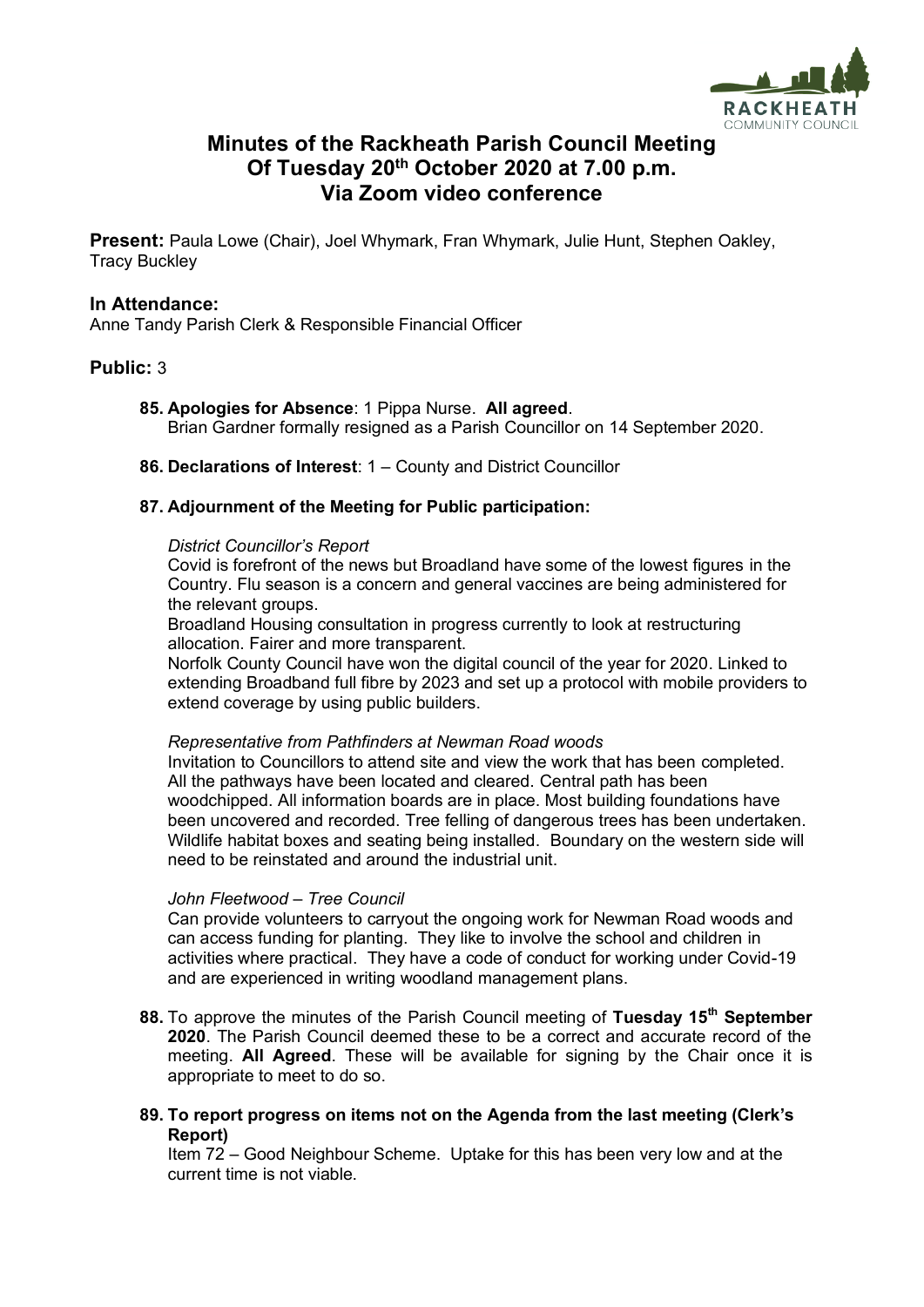# Minutes of the Rackheath Parish Council Meeting Of Tuesday 20th October 2020 at 7.00 p.m. Via Zoom video conference

**Present:** Paula Lowe (Chair), Joel Whymark, Fran Whymark, Julie Hunt, Stephen Oakley, Tracy Buckley

**In Attendance:**
Anne Tandy Parish Clerk & Responsible Financial Officer

**Public:** 3

**85. Apologies for Absence**: 1 Pippa Nurse. **All agreed**.
Brian Gardner formally resigned as a Parish Councillor on 14 September 2020.

**86. Declarations of Interest**: 1 – County and District Councillor

**87. Adjournment of the Meeting for Public participation:**

*District Councillor's Report*
Covid is forefront of the news but Broadland have some of the lowest figures in the Country. Flu season is a concern and general vaccines are being administered for the relevant groups.
Broadland Housing consultation in progress currently to look at restructuring allocation. Fairer and more transparent.
Norfolk County Council have won the digital council of the year for 2020. Linked to extending Broadband full fibre by 2023 and set up a protocol with mobile providers to extend coverage by using public builders.

*Representative from Pathfinders at Newman Road woods*
Invitation to Councillors to attend site and view the work that has been completed. All the pathways have been located and cleared. Central path has been woodchipped. All information boards are in place. Most building foundations have been uncovered and recorded. Tree felling of dangerous trees has been undertaken. Wildlife habitat boxes and seating being installed. Boundary on the western side will need to be reinstated and around the industrial unit.

*John Fleetwood – Tree Council*
Can provide volunteers to carryout the ongoing work for Newman Road woods and can access funding for planting. They like to involve the school and children in activities where practical. They have a code of conduct for working under Covid-19 and are experienced in writing woodland management plans.

**88.** To approve the minutes of the Parish Council meeting of **Tuesday 15th September 2020**. The Parish Council deemed these to be a correct and accurate record of the meeting. **All Agreed**. These will be available for signing by the Chair once it is appropriate to meet to do so.

**89. To report progress on items not on the Agenda from the last meeting (Clerk's Report)**
Item 72 – Good Neighbour Scheme. Uptake for this has been very low and at the current time is not viable.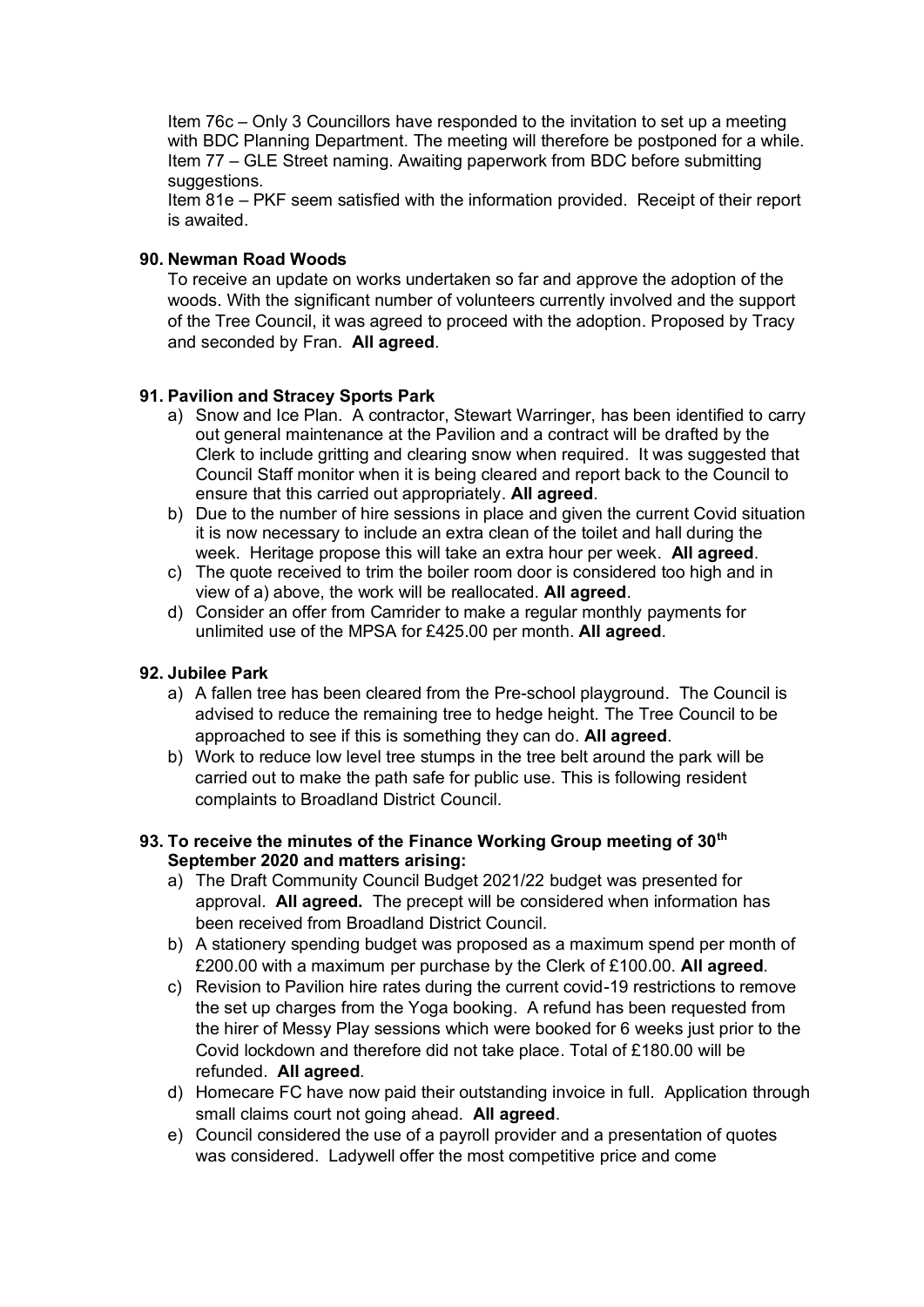Item 76c – Only 3 Councillors have responded to the invitation to set up a meeting with BDC Planning Department. The meeting will therefore be postponed for a while.
Item 77 – GLE Street naming. Awaiting paperwork from BDC before submitting suggestions.
Item 81e – PKF seem satisfied with the information provided. Receipt of their report is awaited.

### 90. Newman Road Woods

To receive an update on works undertaken so far and approve the adoption of the woods. With the significant number of volunteers currently involved and the support of the Tree Council, it was agreed to proceed with the adoption. Proposed by Tracy and seconded by Fran. **All agreed**.

### 91. Pavilion and Stracey Sports Park

a) Snow and Ice Plan. A contractor, Stewart Warringer, has been identified to carry out general maintenance at the Pavilion and a contract will be drafted by the Clerk to include gritting and clearing snow when required. It was suggested that Council Staff monitor when it is being cleared and report back to the Council to ensure that this carried out appropriately. **All agreed**.
b) Due to the number of hire sessions in place and given the current Covid situation it is now necessary to include an extra clean of the toilet and hall during the week. Heritage propose this will take an extra hour per week. **All agreed**.
c) The quote received to trim the boiler room door is considered too high and in view of a) above, the work will be reallocated. **All agreed**.
d) Consider an offer from Camrider to make a regular monthly payments for unlimited use of the MPSA for £425.00 per month. **All agreed**.

### 92. Jubilee Park

a) A fallen tree has been cleared from the Pre-school playground. The Council is advised to reduce the remaining tree to hedge height. The Tree Council to be approached to see if this is something they can do. **All agreed**.
b) Work to reduce low level tree stumps in the tree belt around the park will be carried out to make the path safe for public use. This is following resident complaints to Broadland District Council.

### 93. To receive the minutes of the Finance Working Group meeting of 30th September 2020 and matters arising:

a) The Draft Community Council Budget 2021/22 budget was presented for approval. **All agreed.** The precept will be considered when information has been received from Broadland District Council.
b) A stationery spending budget was proposed as a maximum spend per month of £200.00 with a maximum per purchase by the Clerk of £100.00. **All agreed**.
c) Revision to Pavilion hire rates during the current covid-19 restrictions to remove the set up charges from the Yoga booking. A refund has been requested from the hirer of Messy Play sessions which were booked for 6 weeks just prior to the Covid lockdown and therefore did not take place. Total of £180.00 will be refunded. **All agreed**.
d) Homecare FC have now paid their outstanding invoice in full. Application through small claims court not going ahead. **All agreed**.
e) Council considered the use of a payroll provider and a presentation of quotes was considered. Ladywell offer the most competitive price and come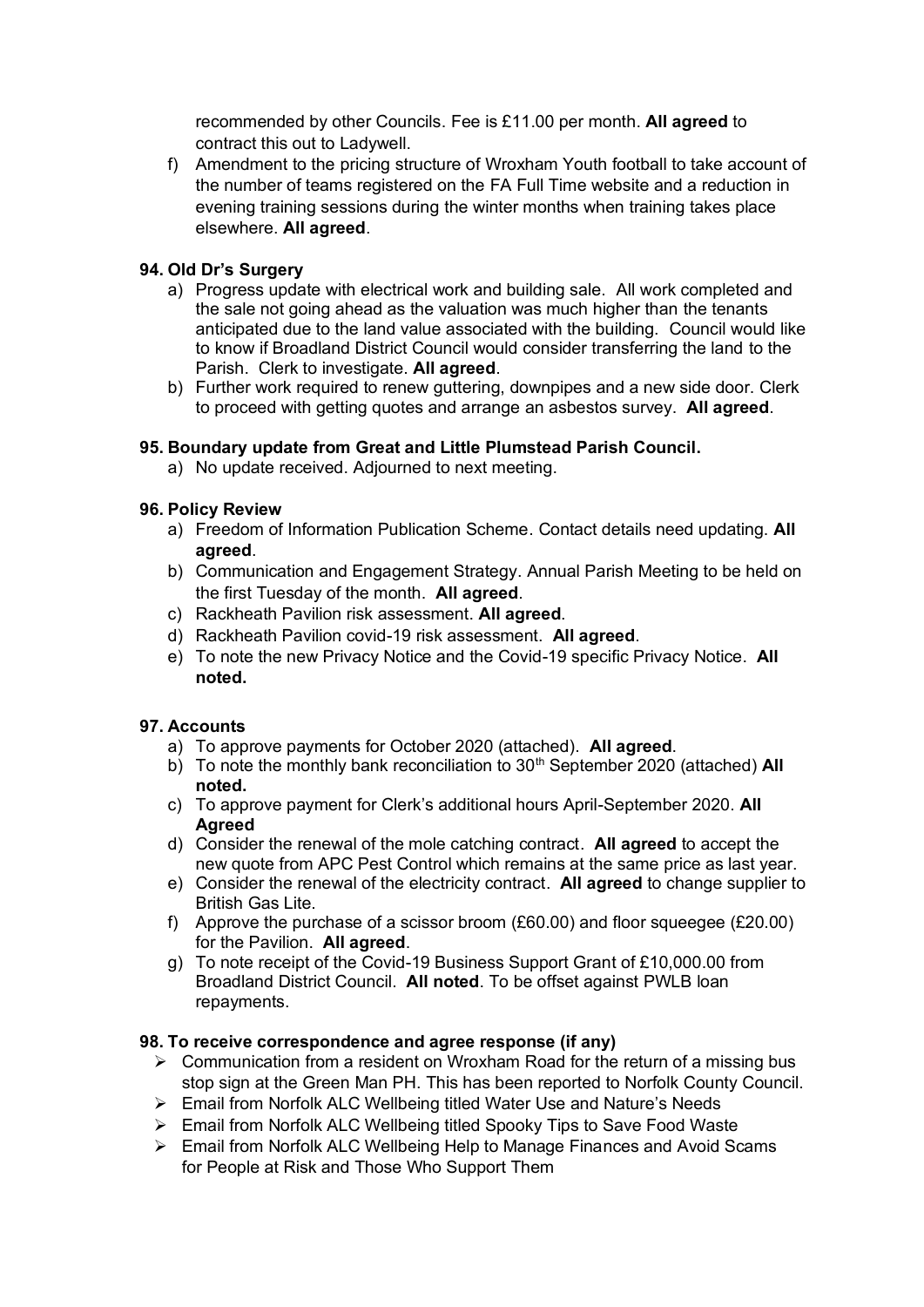recommended by other Councils. Fee is £11.00 per month. **All agreed** to contract this out to Ladywell.

f) Amendment to the pricing structure of Wroxham Youth football to take account of the number of teams registered on the FA Full Time website and a reduction in evening training sessions during the winter months when training takes place elsewhere. **All agreed**.

**94. Old Dr's Surgery**

a) Progress update with electrical work and building sale. All work completed and the sale not going ahead as the valuation was much higher than the tenants anticipated due to the land value associated with the building. Council would like to know if Broadland District Council would consider transferring the land to the Parish. Clerk to investigate. **All agreed**.

b) Further work required to renew guttering, downpipes and a new side door. Clerk to proceed with getting quotes and arrange an asbestos survey. **All agreed**.

**95. Boundary update from Great and Little Plumstead Parish Council.**

a) No update received. Adjourned to next meeting.

**96. Policy Review**

a) Freedom of Information Publication Scheme. Contact details need updating. **All agreed**.

b) Communication and Engagement Strategy. Annual Parish Meeting to be held on the first Tuesday of the month. **All agreed**.

c) Rackheath Pavilion risk assessment. **All agreed**.

d) Rackheath Pavilion covid-19 risk assessment. **All agreed**.

e) To note the new Privacy Notice and the Covid-19 specific Privacy Notice. **All noted.**

**97. Accounts**

a) To approve payments for October 2020 (attached). **All agreed**.

b) To note the monthly bank reconciliation to 30th September 2020 (attached) **All noted.**

c) To approve payment for Clerk's additional hours April-September 2020. **All Agreed**

d) Consider the renewal of the mole catching contract. **All agreed** to accept the new quote from APC Pest Control which remains at the same price as last year.

e) Consider the renewal of the electricity contract. **All agreed** to change supplier to British Gas Lite.

f) Approve the purchase of a scissor broom (£60.00) and floor squeegee (£20.00) for the Pavilion. **All agreed**.

g) To note receipt of the Covid-19 Business Support Grant of £10,000.00 from Broadland District Council. **All noted**. To be offset against PWLB loan repayments.

**98. To receive correspondence and agree response (if any)**

- Communication from a resident on Wroxham Road for the return of a missing bus stop sign at the Green Man PH. This has been reported to Norfolk County Council.
- Email from Norfolk ALC Wellbeing titled Water Use and Nature's Needs
- Email from Norfolk ALC Wellbeing titled Spooky Tips to Save Food Waste
- Email from Norfolk ALC Wellbeing Help to Manage Finances and Avoid Scams for People at Risk and Those Who Support Them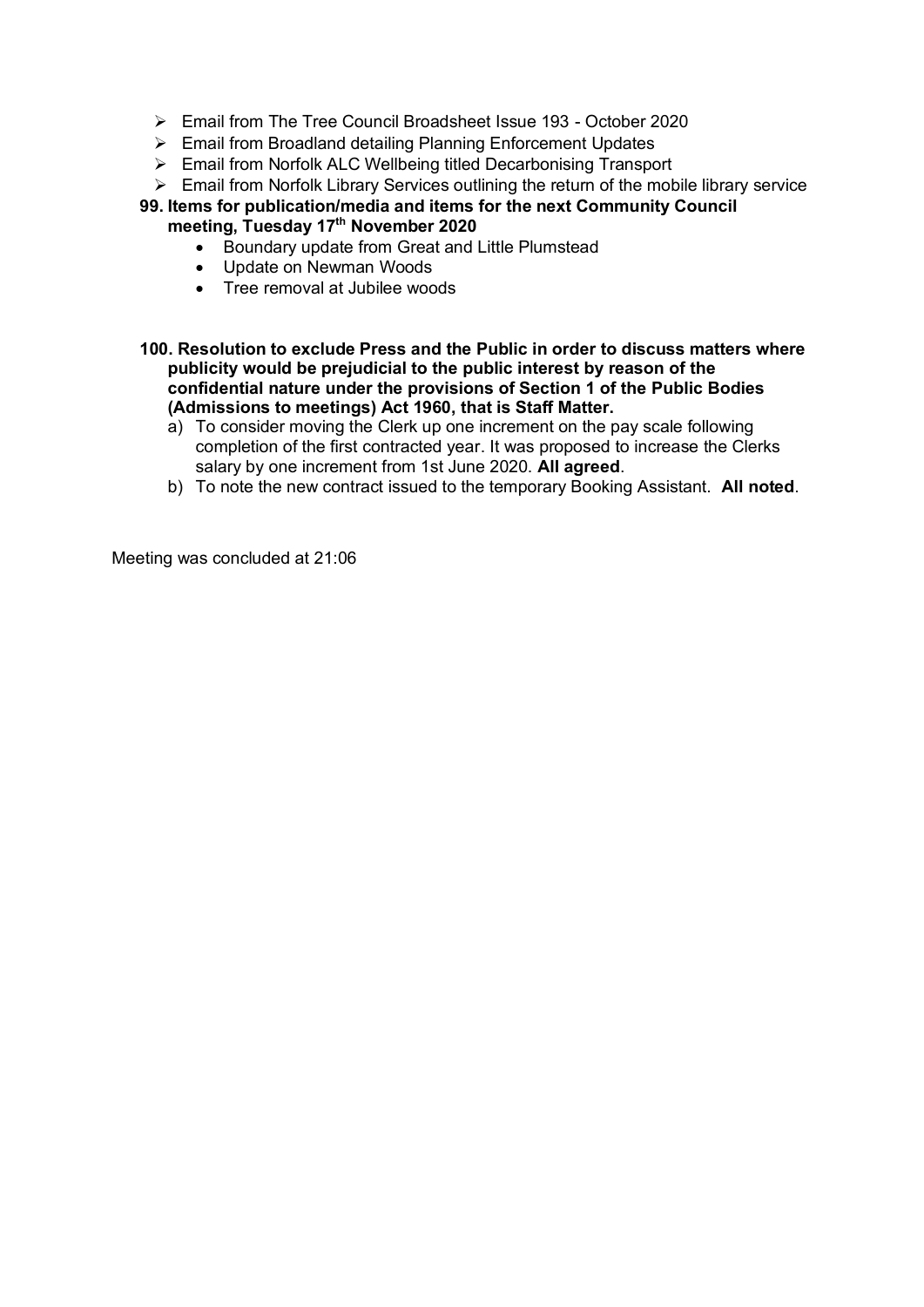- Email from The Tree Council Broadsheet Issue 193 - October 2020
- Email from Broadland detailing Planning Enforcement Updates
- Email from Norfolk ALC Wellbeing titled Decarbonising Transport
- Email from Norfolk Library Services outlining the return of the mobile library service

**99. Items for publication/media and items for the next Community Council meeting, Tuesday 17th November 2020**

- Boundary update from Great and Little Plumstead
- Update on Newman Woods
- Tree removal at Jubilee woods

**100. Resolution to exclude Press and the Public in order to discuss matters where publicity would be prejudicial to the public interest by reason of the confidential nature under the provisions of Section 1 of the Public Bodies (Admissions to meetings) Act 1960, that is Staff Matter.**

a) To consider moving the Clerk up one increment on the pay scale following completion of the first contracted year. It was proposed to increase the Clerks salary by one increment from 1st June 2020. **All agreed**.

b) To note the new contract issued to the temporary Booking Assistant. **All noted**.

Meeting was concluded at 21:06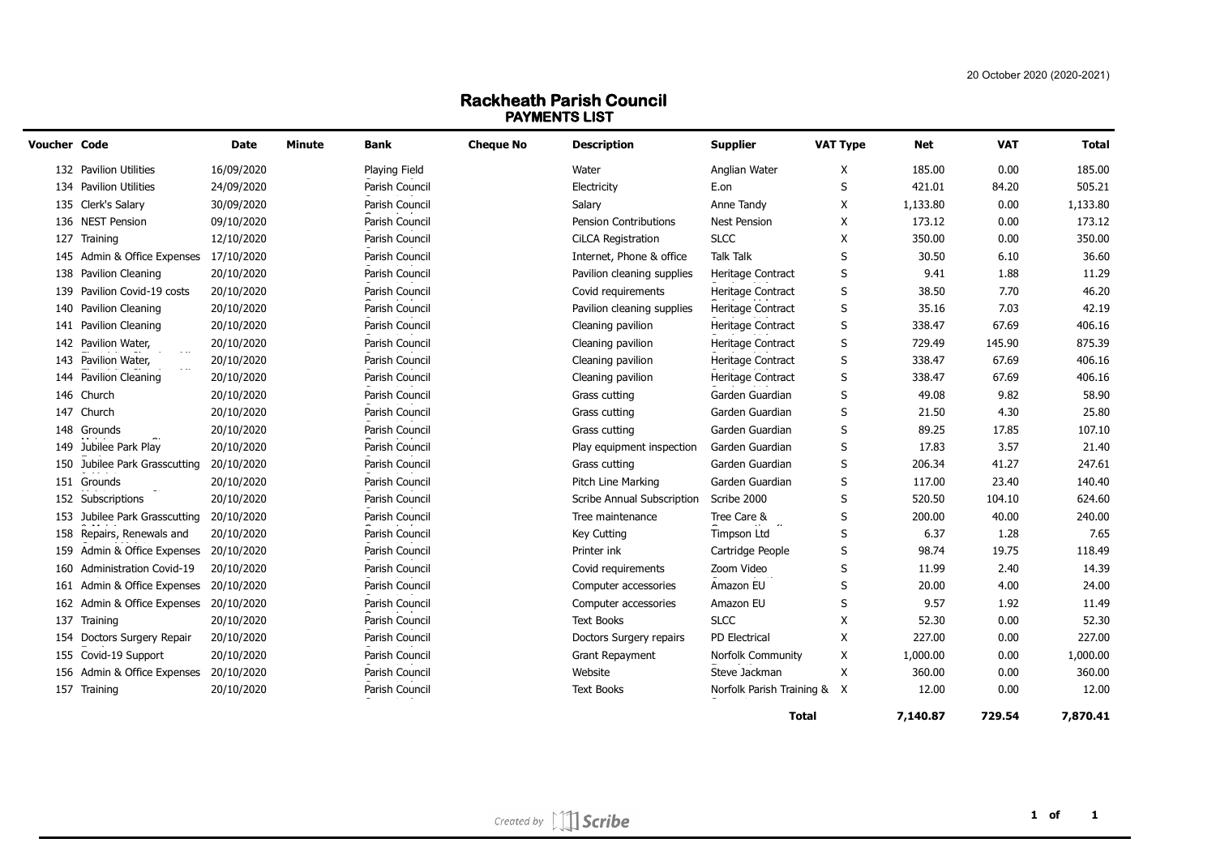20 October 2020 (2020-2021)

# Rackheath Parish Council
## PAYMENTS LIST

| Voucher | Code | Date | Minute | Bank | Cheque No | Description | Supplier | VAT Type | Net | VAT | Total |
|---|---|---|---|---|---|---|---|---|---|---|---|
| 132 | Pavilion Utilities | 16/09/2020 | | Playing Field | | Water | Anglian Water | X | 185.00 | 0.00 | 185.00 |
| 134 | Pavilion Utilities | 24/09/2020 | | Parish Council | | Electricity | E.on | S | 421.01 | 84.20 | 505.21 |
| 135 | Clerk's Salary | 30/09/2020 | | Parish Council | | Salary | Anne Tandy | X | 1,133.80 | 0.00 | 1,133.80 |
| 136 | NEST Pension | 09/10/2020 | | Parish Council | | Pension Contributions | Nest Pension | X | 173.12 | 0.00 | 173.12 |
| 127 | Training | 12/10/2020 | | Parish Council | | CiLCA Registration | SLCC | X | 350.00 | 0.00 | 350.00 |
| 145 | Admin & Office Expenses | 17/10/2020 | | Parish Council | | Internet, Phone & office | Talk Talk | S | 30.50 | 6.10 | 36.60 |
| 138 | Pavilion Cleaning | 20/10/2020 | | Parish Council | | Pavilion cleaning supplies | Heritage Contract | S | 9.41 | 1.88 | 11.29 |
| 139 | Pavilion Covid-19 costs | 20/10/2020 | | Parish Council | | Covid requirements | Heritage Contract | S | 38.50 | 7.70 | 46.20 |
| 140 | Pavilion Cleaning | 20/10/2020 | | Parish Council | | Pavilion cleaning supplies | Heritage Contract | S | 35.16 | 7.03 | 42.19 |
| 141 | Pavilion Cleaning | 20/10/2020 | | Parish Council | | Cleaning pavilion | Heritage Contract | S | 338.47 | 67.69 | 406.16 |
| 142 | Pavilion Water, | 20/10/2020 | | Parish Council | | Cleaning pavilion | Heritage Contract | S | 729.49 | 145.90 | 875.39 |
| 143 | Pavilion Water, | 20/10/2020 | | Parish Council | | Cleaning pavilion | Heritage Contract | S | 338.47 | 67.69 | 406.16 |
| 144 | Pavilion Cleaning | 20/10/2020 | | Parish Council | | Cleaning pavilion | Heritage Contract | S | 338.47 | 67.69 | 406.16 |
| 146 | Church | 20/10/2020 | | Parish Council | | Grass cutting | Garden Guardian | S | 49.08 | 9.82 | 58.90 |
| 147 | Church | 20/10/2020 | | Parish Council | | Grass cutting | Garden Guardian | S | 21.50 | 4.30 | 25.80 |
| 148 | Grounds | 20/10/2020 | | Parish Council | | Grass cutting | Garden Guardian | S | 89.25 | 17.85 | 107.10 |
| 149 | Jubilee Park Play | 20/10/2020 | | Parish Council | | Play equipment inspection | Garden Guardian | S | 17.83 | 3.57 | 21.40 |
| 150 | Jubilee Park Grasscutting | 20/10/2020 | | Parish Council | | Grass cutting | Garden Guardian | S | 206.34 | 41.27 | 247.61 |
| 151 | Grounds | 20/10/2020 | | Parish Council | | Pitch Line Marking | Garden Guardian | S | 117.00 | 23.40 | 140.40 |
| 152 | Subscriptions | 20/10/2020 | | Parish Council | | Scribe Annual Subscription | Scribe 2000 | S | 520.50 | 104.10 | 624.60 |
| 153 | Jubilee Park Grasscutting | 20/10/2020 | | Parish Council | | Tree maintenance | Tree Care & | S | 200.00 | 40.00 | 240.00 |
| 158 | Repairs, Renewals and | 20/10/2020 | | Parish Council | | Key Cutting | Timpson Ltd | S | 6.37 | 1.28 | 7.65 |
| 159 | Admin & Office Expenses | 20/10/2020 | | Parish Council | | Printer ink | Cartridge People | S | 98.74 | 19.75 | 118.49 |
| 160 | Administration Covid-19 | 20/10/2020 | | Parish Council | | Covid requirements | Zoom Video | S | 11.99 | 2.40 | 14.39 |
| 161 | Admin & Office Expenses | 20/10/2020 | | Parish Council | | Computer accessories | Amazon EU | S | 20.00 | 4.00 | 24.00 |
| 162 | Admin & Office Expenses | 20/10/2020 | | Parish Council | | Computer accessories | Amazon EU | S | 9.57 | 1.92 | 11.49 |
| 137 | Training | 20/10/2020 | | Parish Council | | Text Books | SLCC | X | 52.30 | 0.00 | 52.30 |
| 154 | Doctors Surgery Repair | 20/10/2020 | | Parish Council | | Doctors Surgery repairs | PD Electrical | X | 227.00 | 0.00 | 227.00 |
| 155 | Covid-19 Support | 20/10/2020 | | Parish Council | | Grant Repayment | Norfolk Community | X | 1,000.00 | 0.00 | 1,000.00 |
| 156 | Admin & Office Expenses | 20/10/2020 | | Parish Council | | Website | Steve Jackman | X | 360.00 | 0.00 | 360.00 |
| 157 | Training | 20/10/2020 | | Parish Council | | Text Books | Norfolk Parish Training & | X | 12.00 | 0.00 | 12.00 |
| | | | | | | | **Total** | | **7,140.87** | **729.54** | **7,870.41** |

*Created by Scribe*